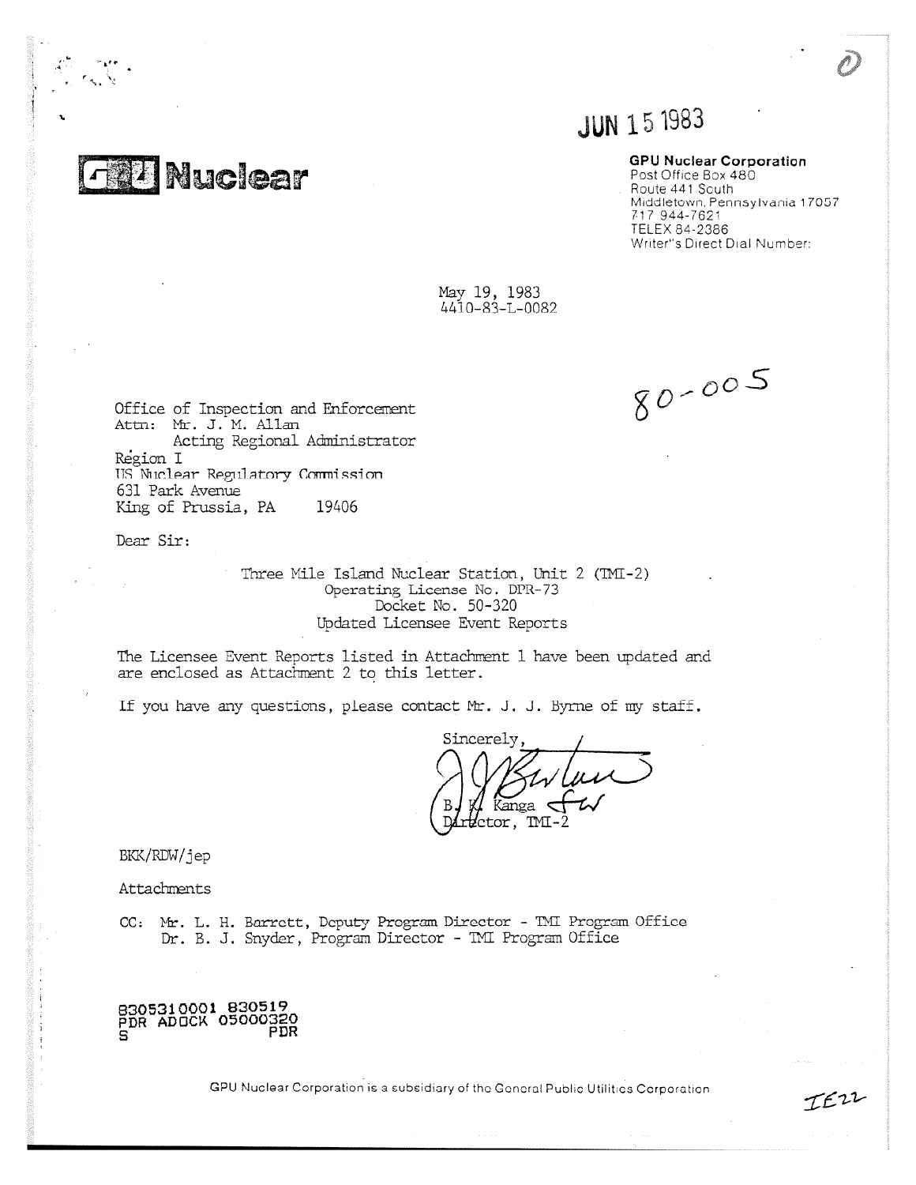JUN 15 1983

**GPU Nuclear**

**GPU Nuclear Corporation**
Post Office Box 480
Route 441 South
Middletown, Pennsylvania 17057
717 944-7621
TELEX 84-2386
Writer's Direct Dial Number:

May 19, 1983
4410-83-L-0082

80-005

Office of Inspection and Enforcement
Attn: Mr. J. M. Allan
Acting Regional Administrator
Region I
US Nuclear Regulatory Commission
631 Park Avenue
King of Prussia, PA 19406

Dear Sir:

Three Mile Island Nuclear Station, Unit 2 (TMI-2)
Operating License No. DPR-73
Docket No. 50-320
Updated Licensee Event Reports

The Licensee Event Reports listed in Attachment 1 have been updated and are enclosed as Attachment 2 to this letter.

If you have any questions, please contact Mr. J. J. Byrne of my staff.

Sincerely,

B. K. Kanga
Director, TMI-2

BKK/RDW/jep

Attachments

CC: Mr. L. H. Barrett, Deputy Program Director - TMI Program Office
Dr. B. J. Snyder, Program Director - TMI Program Office

8305310001 830519
PDR ADOCK 05000320
S PDR

GPU Nuclear Corporation is a subsidiary of the General Public Utilities Corporation

IE22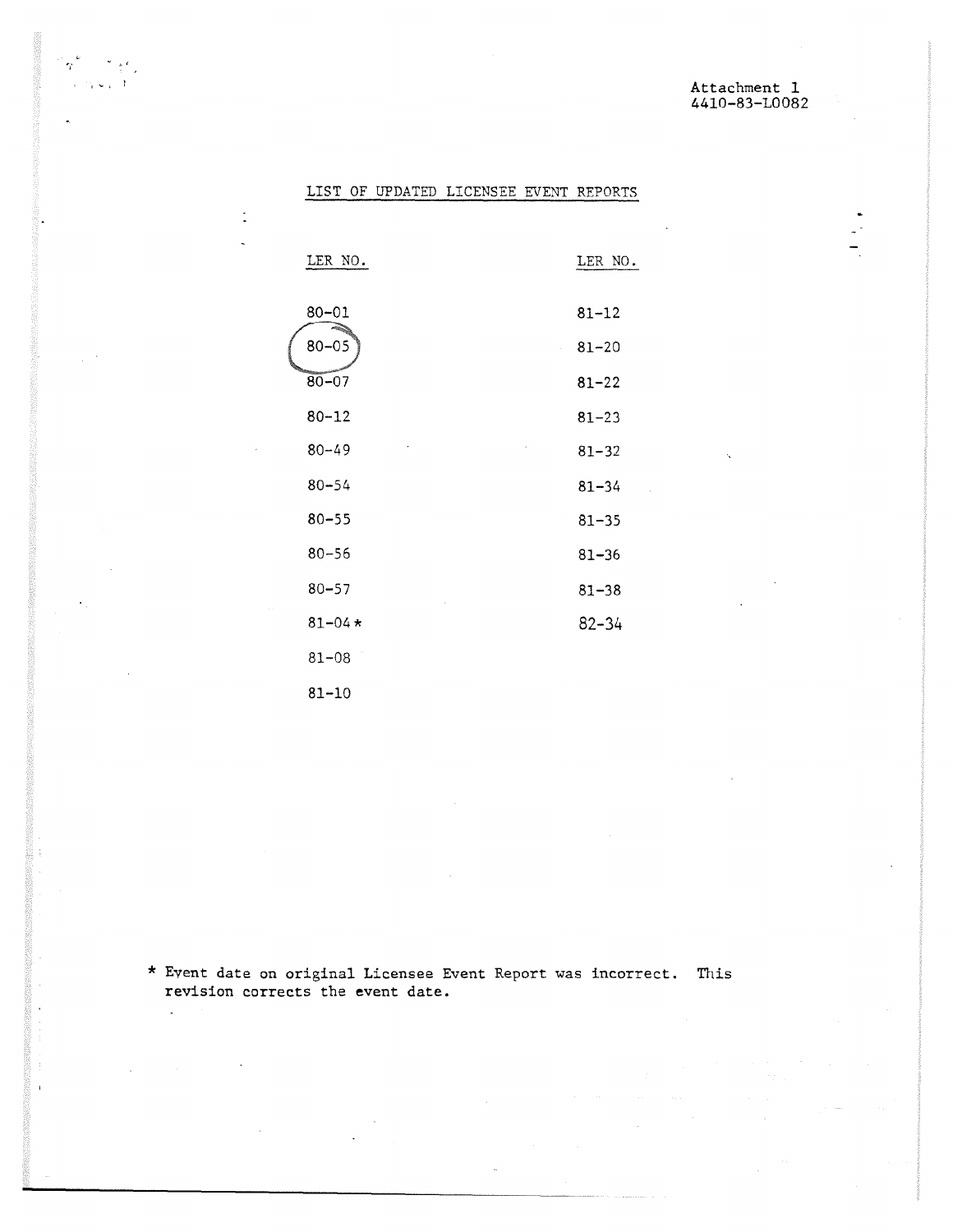Attachment 1
4410-83-L0082

## LIST OF UPDATED LICENSEE EVENT REPORTS

| LER NO. | LER NO. |
|---|---|
| 80-01 | 81-12 |
| 80-05 | 81-20 |
| 80-07 | 81-22 |
| 80-12 | 81-23 |
| 80-49 | 81-32 |
| 80-54 | 81-34 |
| 80-55 | 81-35 |
| 80-56 | 81-36 |
| 80-57 | 81-38 |
| 81-04* | 82-34 |
| 81-08 | |
| 81-10 | |

* Event date on original Licensee Event Report was incorrect. This revision corrects the event date.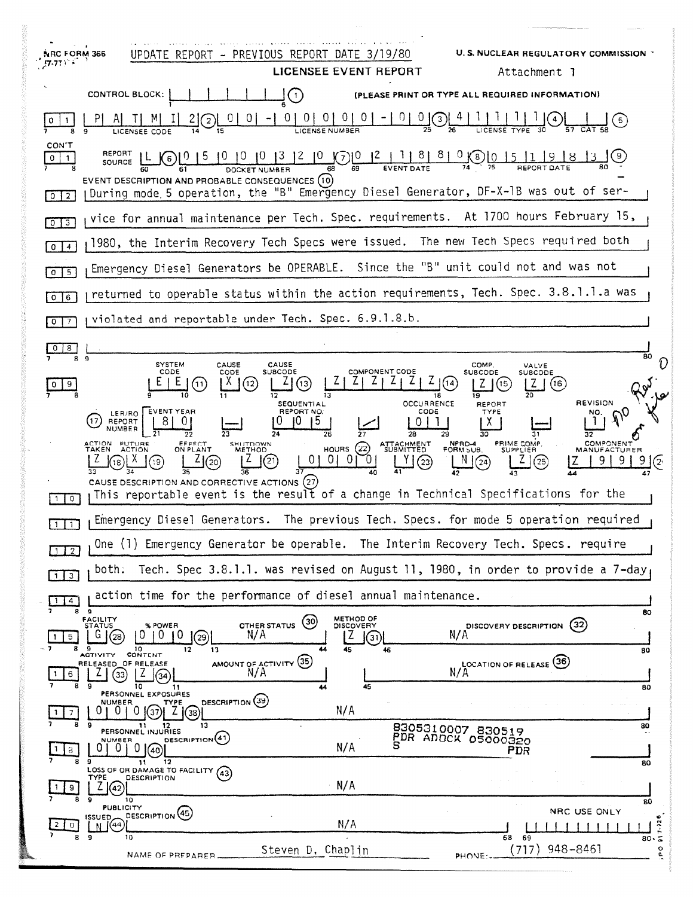NRC FORM 366 (7-77) UPDATE REPORT - PREVIOUS REPORT DATE 3/19/80

U.S. NUCLEAR REGULATORY COMMISSION

# LICENSEE EVENT REPORT

Attachment 1

CONTROL BLOCK: (1) (PLEASE PRINT OR TYPE ALL REQUIRED INFORMATION)

**01** LICENSEE CODE: P A T M I 2 (2) LICENSE NUMBER: 0 0 - 0 0 0 0 0 - 0 0 (3) LICENSE TYPE: 4 1 1 1 1 (4) CAT (5)

**CON'T 01** REPORT SOURCE: L (6) DOCKET NUMBER: 0 5 0 0 0 3 2 0 (7) EVENT DATE: 0 2 1 8 8 0 (8) REPORT DATE: 0 5 1 9 8 3 (9)

EVENT DESCRIPTION AND PROBABLE CONSEQUENCES (10)

**02** During mode 5 operation, the "B" Emergency Diesel Generator, DF-X-1B was out of ser-
**03** vice for annual maintenance per Tech. Spec. requirements. At 1700 hours February 15,
**04** 1980, the Interim Recovery Tech Specs were issued. The new Tech Specs required both
**05** Emergency Diesel Generators be OPERABLE. Since the "B" unit could not and was not
**06** returned to operable status within the action requirements, Tech. Spec. 3.8.1.1.a was
**07** violated and reportable under Tech. Spec. 6.9.1.8.b.
**08**

| | SYSTEM CODE | CAUSE CODE | CAUSE SUBCODE | COMPONENT CODE | COMP. SUBCODE | VALVE SUBCODE |
|---|---|---|---|---|---|---|
| **09** | E E (11) | X (12) | Z (13) | Z Z Z Z Z Z (14) | Z (15) | Z (16) |

| (17) LER/RO REPORT NUMBER | EVENT YEAR | | SEQUENTIAL REPORT NO. | | OCCURRENCE CODE | REPORT TYPE | | REVISION NO. |
|---|---|---|---|---|---|---|---|---|
| | 8 0 | — | 0 0 5 | / | 0 1 | X | — | 1 |

| ACTION TAKEN | FUTURE ACTION | EFFECT ON PLANT | SHUTDOWN METHOD | HOURS (22) | ATTACHMENT SUBMITTED | NPRD-4 FORM SUB. | PRIME COMP. SUPPLIER | COMPONENT MANUFACTURER |
|---|---|---|---|---|---|---|---|---|
| Z (18) | X (19) | Z (20) | Z (21) | 0 0 0 0 | Y (23) | N (24) | Z (25) | Z 9 9 9 (26) |

CAUSE DESCRIPTION AND CORRECTIVE ACTIONS (27)

**10** This reportable event is the result of a change in Technical Specifications for the
**11** Emergency Diesel Generators. The previous Tech. Specs. for mode 5 operation required
**12** One (1) Emergency Generator be operable. The Interim Recovery Tech. Specs. require
**13** both. Tech. Spec 3.8.1.1. was revised on August 11, 1980, in order to provide a 7-day
**14** action time for the performance of diesel annual maintenance.

| | FACILITY STATUS | % POWER | OTHER STATUS (30) | METHOD OF DISCOVERY | DISCOVERY DESCRIPTION (32) |
|---|---|---|---|---|---|
| **15** | G (28) | 0 0 0 (29) | N/A | Z (31) | N/A |

| | ACTIVITY RELEASED | CONTENT OF RELEASE | AMOUNT OF ACTIVITY (35) | LOCATION OF RELEASE (36) |
|---|---|---|---|---|
| **16** | Z (33) | Z (34) | N/A | N/A |

PERSONNEL EXPOSURES

| | NUMBER | TYPE | DESCRIPTION (39) |
|---|---|---|---|
| **17** | 0 0 0 (37) | Z (38) | N/A |

PERSONNEL INJURIES

| | NUMBER | DESCRIPTION (41) |
|---|---|---|
| **18** | 0 0 0 (40) | N/A |

8305310007 830519
PDR ADOCK 05000320
S PDR

LOSS OF OR DAMAGE TO FACILITY (43)

| | TYPE | DESCRIPTION |
|---|---|---|
| **19** | Z (42) | N/A |

PUBLICITY

| | ISSUED | DESCRIPTION (45) |
|---|---|---|
| **20** | N (44) | N/A |

NRC USE ONLY

NAME OF PREPARER: Steven D. Chaplin PHONE: (717) 948-8461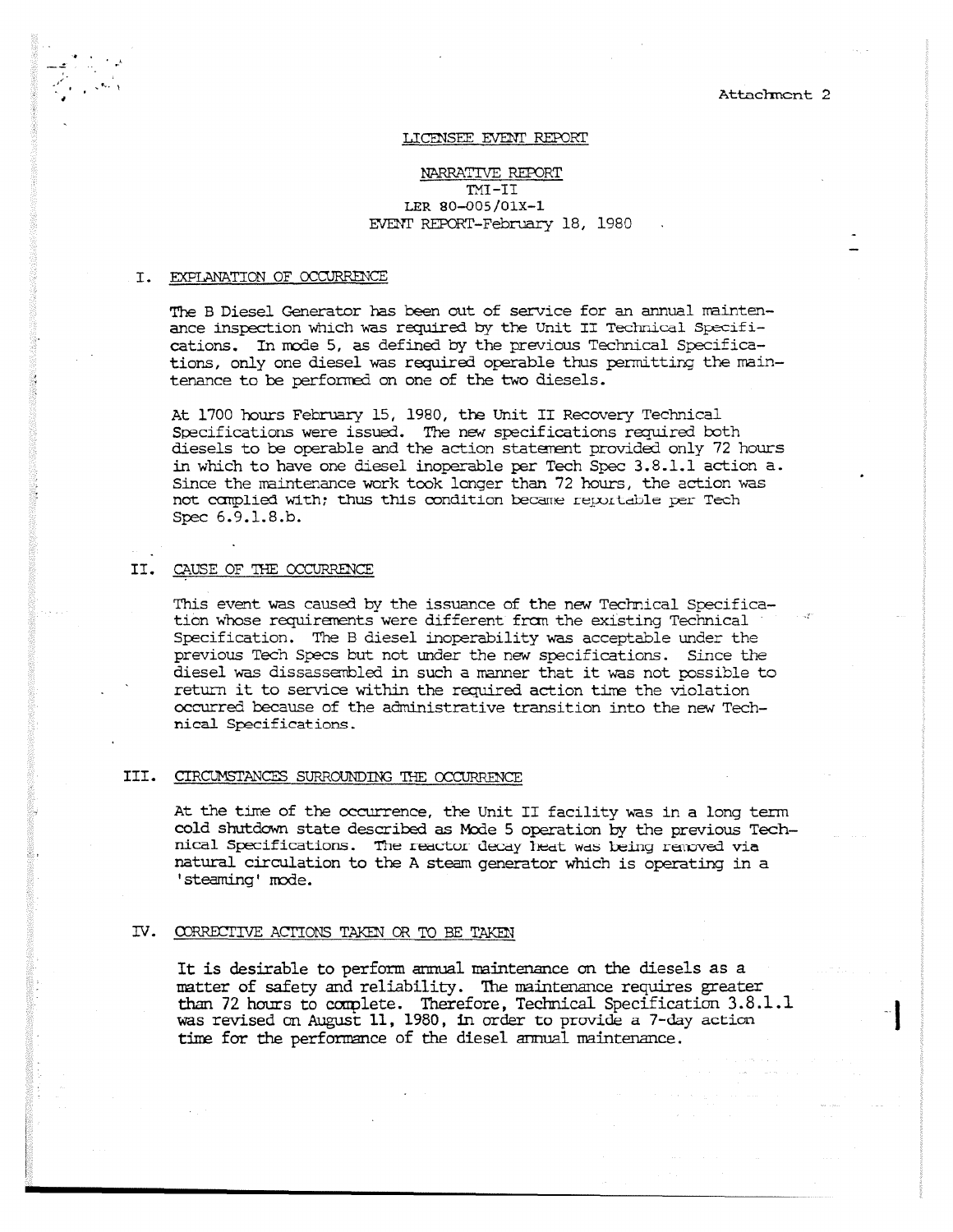Attachment 2

LICENSEE EVENT REPORT

NARRATIVE REPORT
TMI-II
LER 80-005/01X-1
EVENT REPORT-February 18, 1980

## I. EXPLANATION OF OCCURRENCE

The B Diesel Generator has been out of service for an annual maintenance inspection which was required by the Unit II Technical Specifications. In mode 5, as defined by the previous Technical Specifications, only one diesel was required operable thus permitting the maintenance to be performed on one of the two diesels.

At 1700 hours February 15, 1980, the Unit II Recovery Technical Specifications were issued. The new specifications required both diesels to be operable and the action statement provided only 72 hours in which to have one diesel inoperable per Tech Spec 3.8.1.1 action a. Since the maintenance work took longer than 72 hours, the action was not complied with; thus this condition became reportable per Tech Spec 6.9.1.8.b.

## II. CAUSE OF THE OCCURRENCE

This event was caused by the issuance of the new Technical Specification whose requirements were different from the existing Technical Specification. The B diesel inoperability was acceptable under the previous Tech Specs but not under the new specifications. Since the diesel was dissassembled in such a manner that it was not possible to return it to service within the required action time the violation occurred because of the administrative transition into the new Technical Specifications.

## III. CIRCUMSTANCES SURROUNDING THE OCCURRENCE

At the time of the occurrence, the Unit II facility was in a long term cold shutdown state described as Mode 5 operation by the previous Technical Specifications. The reactor decay heat was being removed via natural circulation to the A steam generator which is operating in a 'steaming' mode.

## IV. CORRECTIVE ACTIONS TAKEN OR TO BE TAKEN

It is desirable to perform annual maintenance on the diesels as a matter of safety and reliability. The maintenance requires greater than 72 hours to complete. Therefore, Technical Specification 3.8.1.1 was revised on August 11, 1980, in order to provide a 7-day action time for the performance of the diesel annual maintenance.